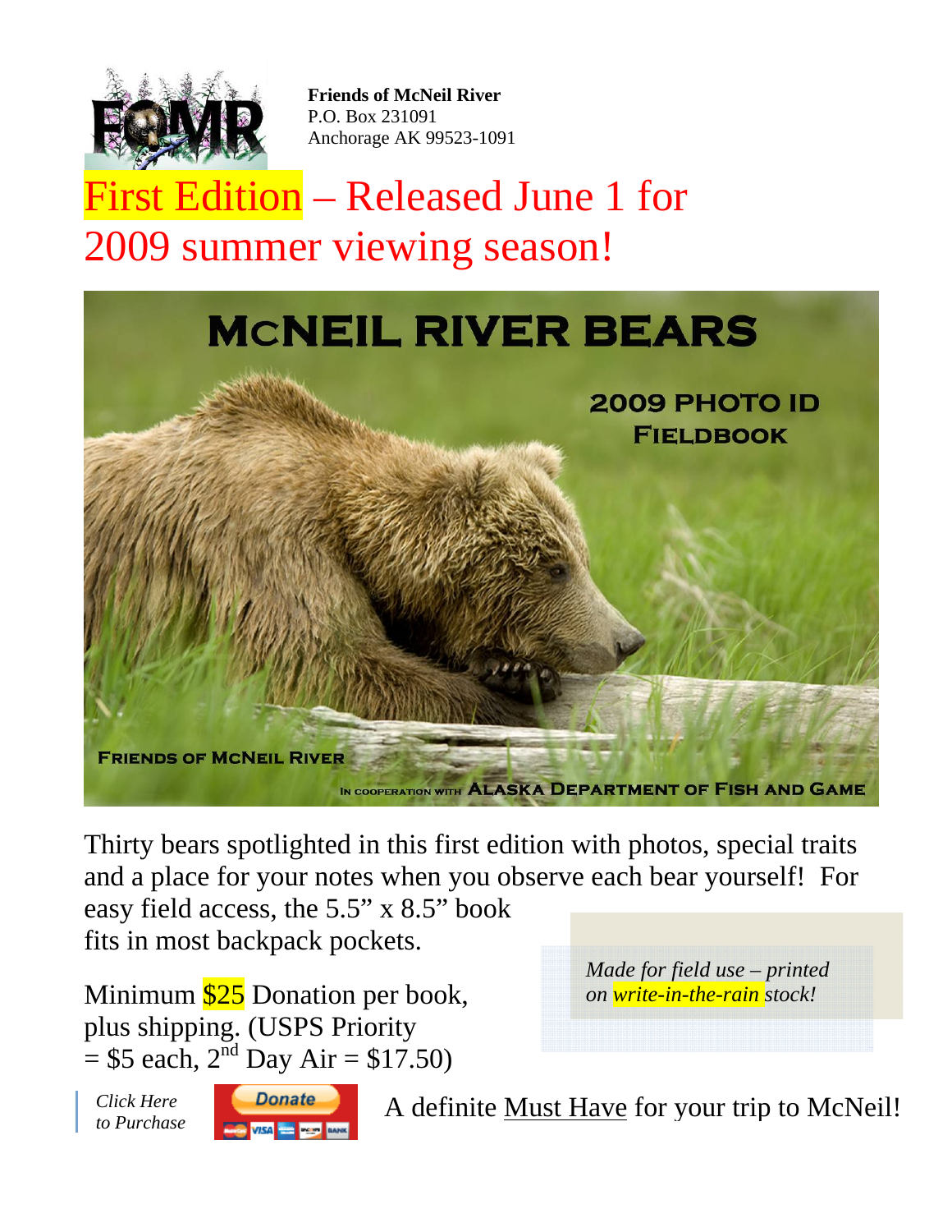**Friends of McNeil River**
P.O. Box 231091
Anchorage AK 99523-1091

# First Edition – Released June 1 for 2009 summer viewing season!

**MCNEIL RIVER BEARS**

**2009 PHOTO ID FIELDBOOK**

**FRIENDS OF MCNEIL RIVER**

IN COOPERATION WITH **ALASKA DEPARTMENT OF FISH AND GAME**

Thirty bears spotlighted in this first edition with photos, special traits and a place for your notes when you observe each bear yourself! For easy field access, the 5.5" x 8.5" book fits in most backpack pockets.

*Made for field use – printed on write-in-the-rain stock!*

Minimum $25 Donation per book, plus shipping. (USPS Priority = $5 each, 2nd Day Air = $17.50)

*Click Here to Purchase*

Donate

A definite Must Have for your trip to McNeil!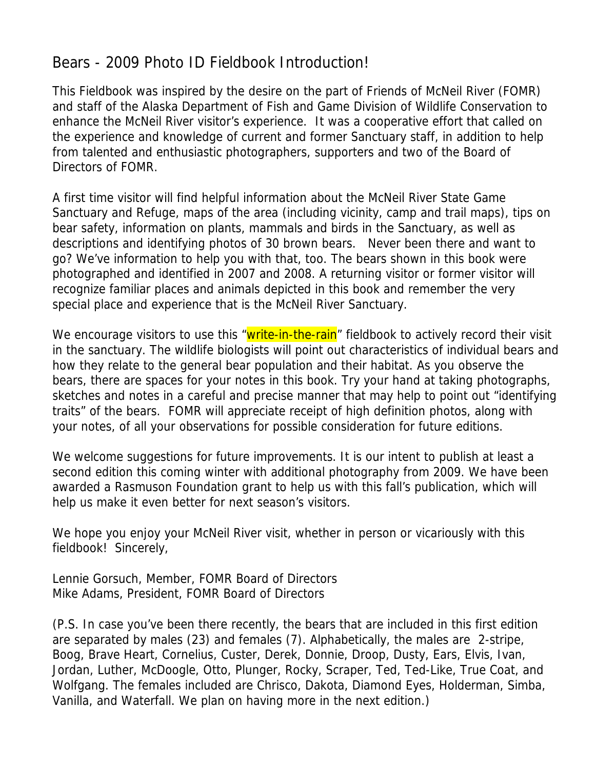# Bears - 2009 Photo ID Fieldbook Introduction!

This Fieldbook was inspired by the desire on the part of Friends of McNeil River (FOMR) and staff of the Alaska Department of Fish and Game Division of Wildlife Conservation to enhance the McNeil River visitor's experience. It was a cooperative effort that called on the experience and knowledge of current and former Sanctuary staff, in addition to help from talented and enthusiastic photographers, supporters and two of the Board of Directors of FOMR.

A first time visitor will find helpful information about the McNeil River State Game Sanctuary and Refuge, maps of the area (including vicinity, camp and trail maps), tips on bear safety, information on plants, mammals and birds in the Sanctuary, as well as descriptions and identifying photos of 30 brown bears. Never been there and want to go? We've information to help you with that, too. The bears shown in this book were photographed and identified in 2007 and 2008. A returning visitor or former visitor will recognize familiar places and animals depicted in this book and remember the very special place and experience that is the McNeil River Sanctuary.

We encourage visitors to use this "write-in-the-rain" fieldbook to actively record their visit in the sanctuary. The wildlife biologists will point out characteristics of individual bears and how they relate to the general bear population and their habitat. As you observe the bears, there are spaces for your notes in this book. Try your hand at taking photographs, sketches and notes in a careful and precise manner that may help to point out "identifying traits" of the bears. FOMR will appreciate receipt of high definition photos, along with your notes, of all your observations for possible consideration for future editions.

We welcome suggestions for future improvements. It is our intent to publish at least a second edition this coming winter with additional photography from 2009. We have been awarded a Rasmuson Foundation grant to help us with this fall's publication, which will help us make it even better for next season's visitors.

We hope you enjoy your McNeil River visit, whether in person or vicariously with this fieldbook! Sincerely,

Lennie Gorsuch, Member, FOMR Board of Directors
Mike Adams, President, FOMR Board of Directors

(P.S. In case you've been there recently, the bears that are included in this first edition are separated by males (23) and females (7). Alphabetically, the males are 2-stripe, Boog, Brave Heart, Cornelius, Custer, Derek, Donnie, Droop, Dusty, Ears, Elvis, Ivan, Jordan, Luther, McDoogle, Otto, Plunger, Rocky, Scraper, Ted, Ted-Like, True Coat, and Wolfgang. The females included are Chrisco, Dakota, Diamond Eyes, Holderman, Simba, Vanilla, and Waterfall. We plan on having more in the next edition.)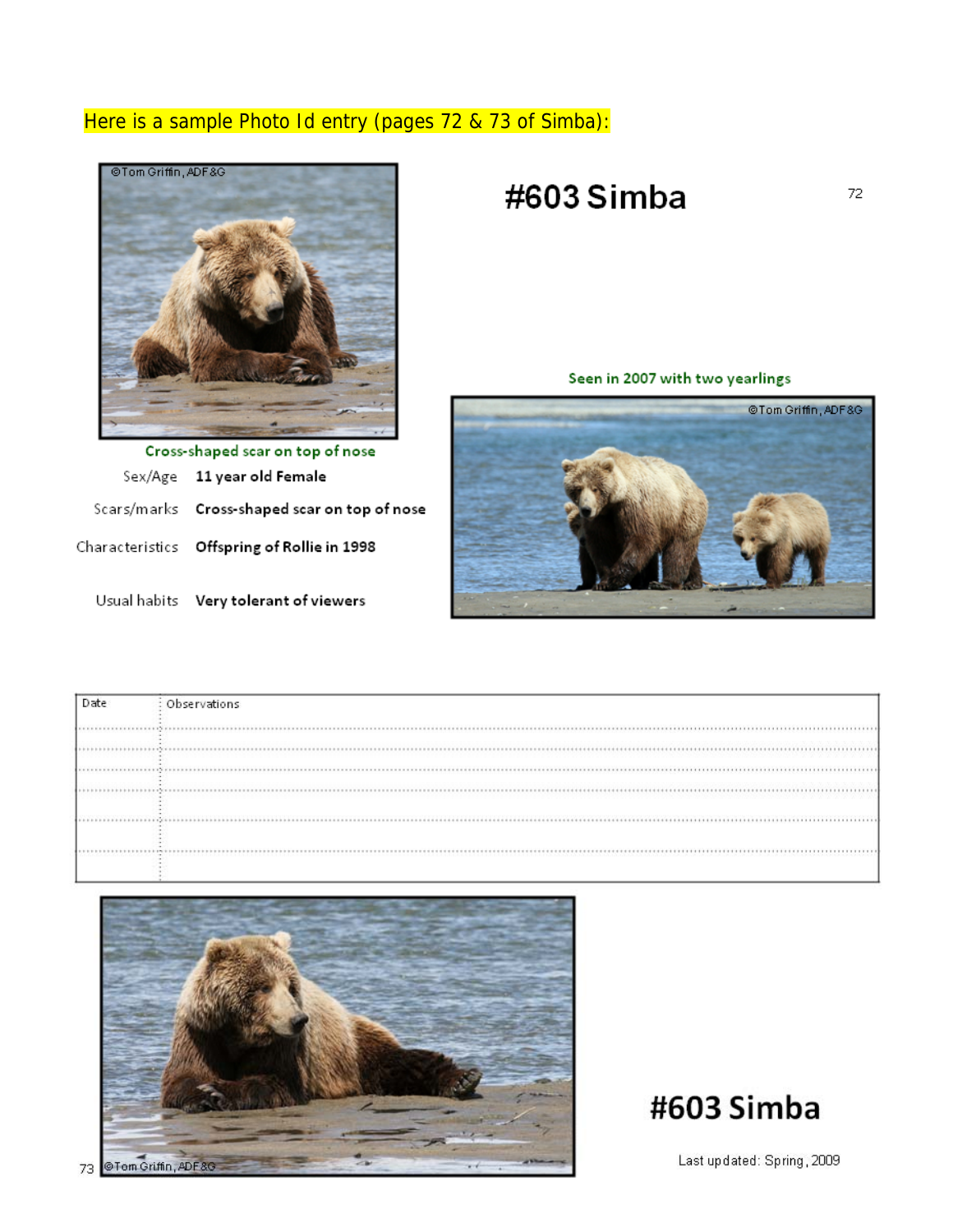Here is a sample Photo Id entry (pages 72 & 73 of Simba):

©Tom Griffin, ADF&G

Cross-shaped scar on top of nose

# #603 Simba

Seen in 2007 with two yearlings

©Tom Griffin, ADF&G

| | |
|---|---|
| Sex/Age | 11 year old Female |
| Scars/marks | Cross-shaped scar on top of nose |
| Characteristics | Offspring of Rollie in 1998 |
| Usual habits | Very tolerant of viewers |

| Date | Observations |
|---|---|
| | |
| | |
| | |
| | |
| | |
| | |

©Tom Griffin, ADF&G

# #603 Simba

Last updated: Spring, 2009